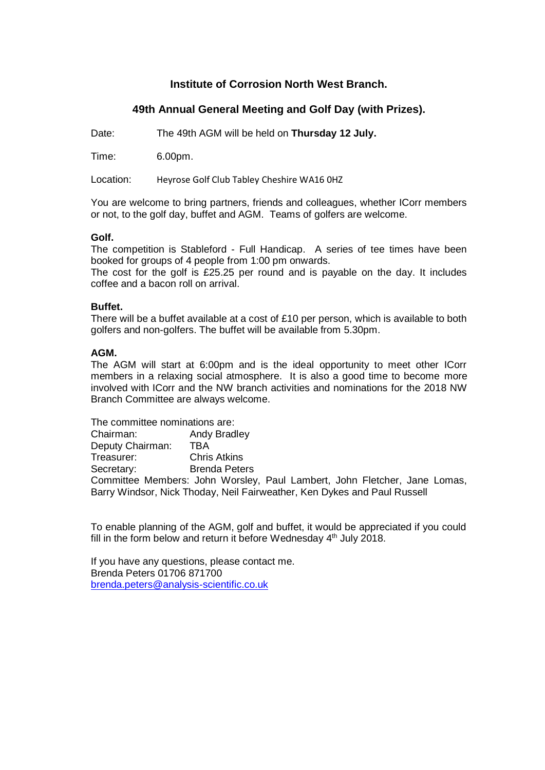## Institute of Corrosion North West Branch.

## 49th Annual General Meeting and Golf Day (with Prizes).

Date: The 49th AGM will be held on **Thursday 12 July.**

Time: 6.00pm.

Location: Heyrose Golf Club Tabley Cheshire WA16 0HZ

You are welcome to bring partners, friends and colleagues, whether ICorr members or not, to the golf day, buffet and AGM. Teams of golfers are welcome.

**Golf.**

The competition is Stableford - Full Handicap. A series of tee times have been booked for groups of 4 people from 1:00 pm onwards.

The cost for the golf is £25.25 per round and is payable on the day. It includes coffee and a bacon roll on arrival.

**Buffet.**

There will be a buffet available at a cost of £10 per person, which is available to both golfers and non-golfers. The buffet will be available from 5.30pm.

**AGM.**

The AGM will start at 6:00pm and is the ideal opportunity to meet other ICorr members in a relaxing social atmosphere. It is also a good time to become more involved with ICorr and the NW branch activities and nominations for the 2018 NW Branch Committee are always welcome.

The committee nominations are:

Chairman: Andy Bradley
Deputy Chairman: TBA
Treasurer: Chris Atkins
Secretary: Brenda Peters
Committee Members: John Worsley, Paul Lambert, John Fletcher, Jane Lomas, Barry Windsor, Nick Thoday, Neil Fairweather, Ken Dykes and Paul Russell

To enable planning of the AGM, golf and buffet, it would be appreciated if you could fill in the form below and return it before Wednesday 4th July 2018.

If you have any questions, please contact me.
Brenda Peters 01706 871700
brenda.peters@analysis-scientific.co.uk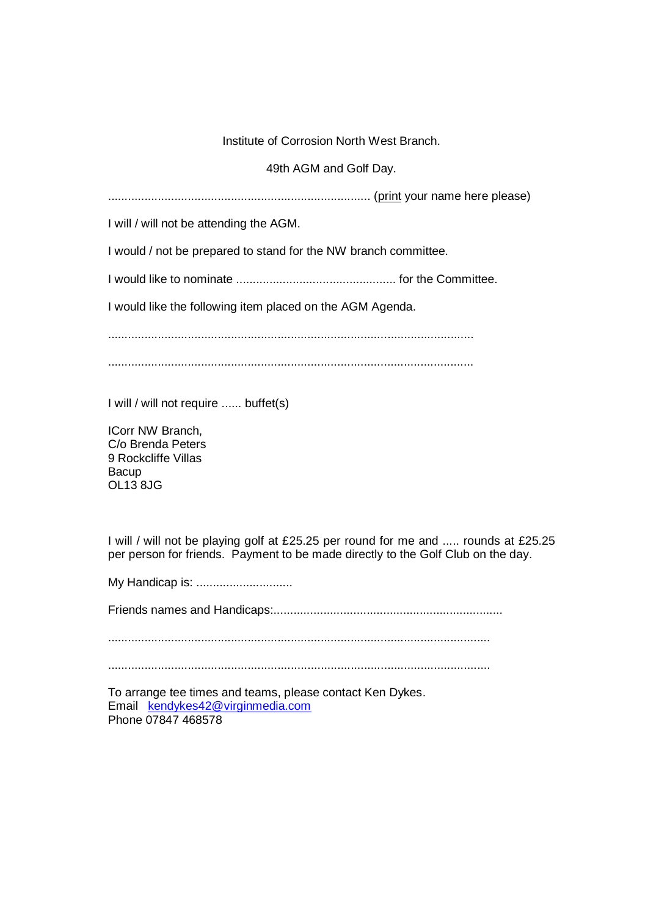Institute of Corrosion North West Branch.

49th AGM and Golf Day.

............................................................................... (print your name here please)

I will / will not be attending the AGM.

I would / not be prepared to stand for the NW branch committee.

I would like to nominate ................................................ for the Committee.

I would like the following item placed on the AGM Agenda.

.............................................................................................................

.............................................................................................................

I will / will not require ...... buffet(s)

ICorr NW Branch,
C/o Brenda Peters
9 Rockcliffe Villas
Bacup
OL13 8JG

I will / will not be playing golf at £25.25 per round for me and ..... rounds at £25.25 per person for friends. Payment to be made directly to the Golf Club on the day.

My Handicap is: ............................

Friends names and Handicaps:.....................................................................

..................................................................................................................

..................................................................................................................

To arrange tee times and teams, please contact Ken Dykes.
Email kendykes42@virginmedia.com
Phone 07847 468578